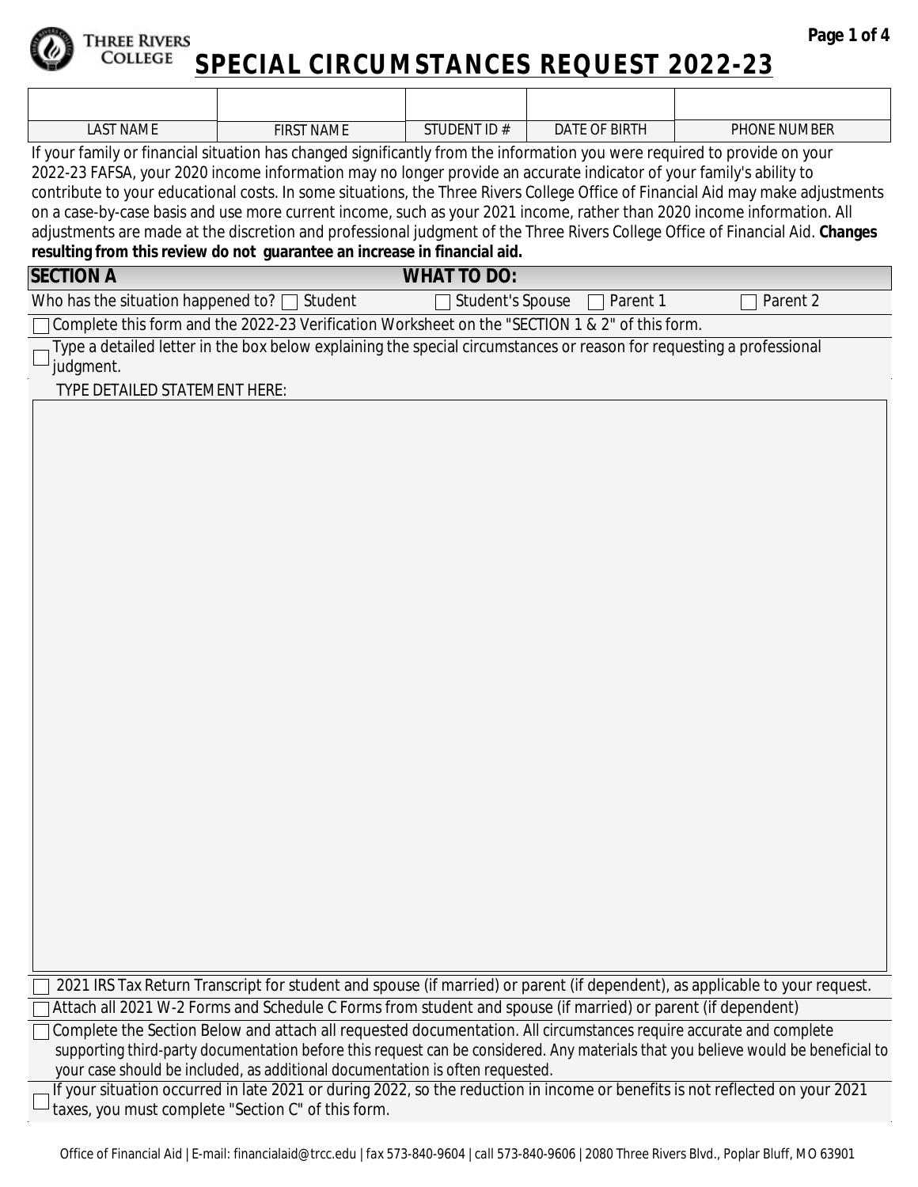THREE RIVERS COLLEGE

# SPECIAL CIRCUMSTANCES REQUEST 2022-23

| LAST NAME | FIRST NAME | STUDENT ID # | DATE OF BIRTH | PHONE NUMBER |
|---|---|---|---|---|
| | | | | |

If your family or financial situation has changed significantly from the information you were required to provide on your 2022-23 FAFSA, your 2020 income information may no longer provide an accurate indicator of your family's ability to contribute to your educational costs. In some situations, the Three Rivers College Office of Financial Aid may make adjustments on a case-by-case basis and use more current income, such as your 2021 income, rather than 2020 income information. All adjustments are made at the discretion and professional judgment of the Three Rivers College Office of Financial Aid. **Changes resulting from this review do not guarantee an increase in financial aid.**

## SECTION A — WHAT TO DO:

Who has the situation happened to? ☐ Student ☐ Student's Spouse ☐ Parent 1 ☐ Parent 2

☐ Complete this form and the 2022-23 Verification Worksheet on the "SECTION 1 & 2" of this form.

☐ Type a detailed letter in the box below explaining the special circumstances or reason for requesting a professional judgment.

TYPE DETAILED STATEMENT HERE:

☐ 2021 IRS Tax Return Transcript for student and spouse (if married) or parent (if dependent), as applicable to your request.

☐ Attach all 2021 W-2 Forms and Schedule C Forms from student and spouse (if married) or parent (if dependent)

☐ Complete the Section Below and attach all requested documentation. All circumstances require accurate and complete supporting third-party documentation before this request can be considered. Any materials that you believe would be beneficial to your case should be included, as additional documentation is often requested.

☐ If your situation occurred in late 2021 or during 2022, so the reduction in income or benefits is not reflected on your 2021 taxes, you must complete "Section C" of this form.

Office of Financial Aid | E-mail: financialaid@trcc.edu | fax 573-840-9604 | call 573-840-9606 | 2080 Three Rivers Blvd., Poplar Bluff, MO 63901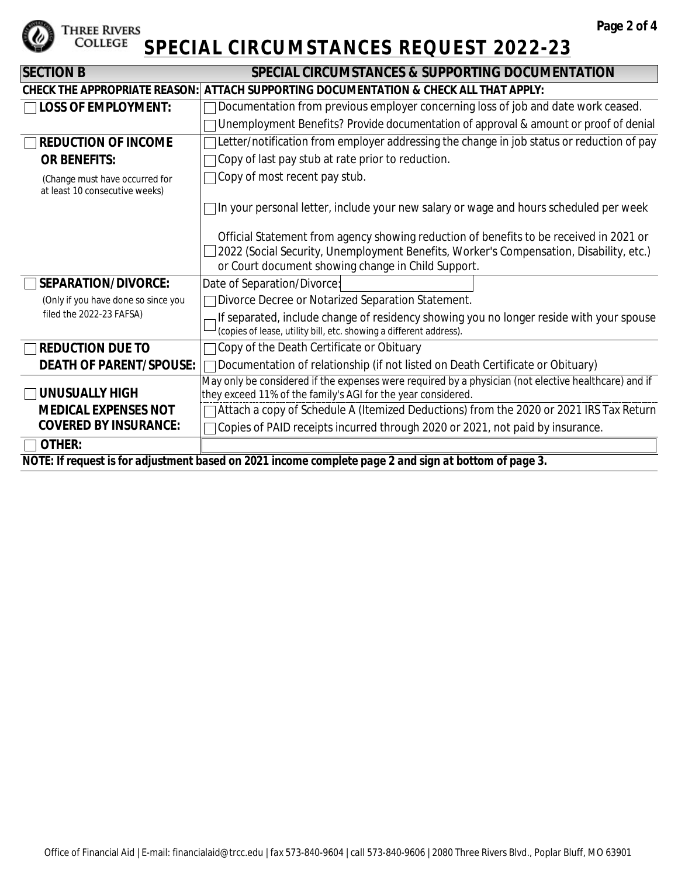# SPECIAL CIRCUMSTANCES REQUEST 2022-23

| SECTION B | SPECIAL CIRCUMSTANCES & SUPPORTING DOCUMENTATION |
|---|---|
| **CHECK THE APPROPRIATE REASON:** | **ATTACH SUPPORTING DOCUMENTATION & CHECK ALL THAT APPLY:** |
| ☐ **LOSS OF EMPLOYMENT:** | ☐ Documentation from previous employer concerning loss of job and date work ceased. |
| | ☐ Unemployment Benefits? Provide documentation of approval & amount or proof of denial |
| ☐ **REDUCTION OF INCOME OR BENEFITS:** (Change must have occurred for at least 10 consecutive weeks) | ☐ Letter/notification from employer addressing the change in job status or reduction of pay |
| | ☐ Copy of last pay stub at rate prior to reduction. |
| | ☐ Copy of most recent pay stub. |
| | ☐ In your personal letter, include your new salary or wage and hours scheduled per week |
| | ☐ Official Statement from agency showing reduction of benefits to be received in 2021 or 2022 (Social Security, Unemployment Benefits, Worker's Compensation, Disability, etc.) or Court document showing change in Child Support. |
| ☐ **SEPARATION/DIVORCE:** (Only if you have done so since you filed the 2022-23 FAFSA) | Date of Separation/Divorce: |
| | ☐ Divorce Decree or Notarized Separation Statement. |
| | ☐ If separated, include change of residency showing you no longer reside with your spouse (copies of lease, utility bill, etc. showing a different address). |
| ☐ **REDUCTION DUE TO DEATH OF PARENT/SPOUSE:** | ☐ Copy of the Death Certificate or Obituary |
| | ☐ Documentation of relationship (if not listed on Death Certificate or Obituary) |
| ☐ **UNUSUALLY HIGH MEDICAL EXPENSES NOT COVERED BY INSURANCE:** | May only be considered if the expenses were required by a physician (not elective healthcare) and if they exceed 11% of the family's AGI for the year considered. |
| | ☐ Attach a copy of Schedule A (Itemized Deductions) from the 2020 or 2021 IRS Tax Return |
| | ☐ Copies of PAID receipts incurred through 2020 or 2021, not paid by insurance. |
| ☐ **OTHER:** | |

***NOTE: If request is for adjustment based on 2021 income complete page 2 and sign at bottom of page 3.***

Office of Financial Aid | E-mail: financialaid@trcc.edu | fax 573-840-9604 | call 573-840-9606 | 2080 Three Rivers Blvd., Poplar Bluff, MO 63901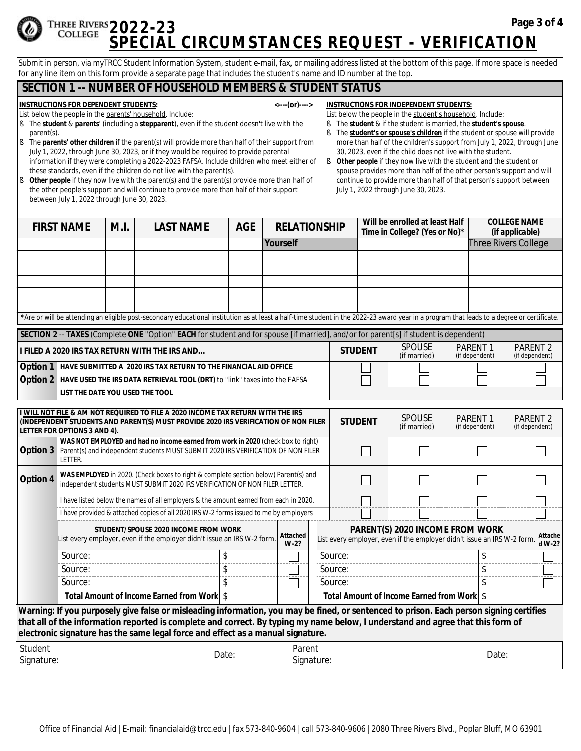# 2022-23 SPECIAL CIRCUMSTANCES REQUEST - VERIFICATION

Submit in person, via myTRCC Student Information System, student e-mail, fax, or mailing address listed at the bottom of this page. If more space is needed for any line item on this form provide a separate page that includes the student's name and ID number at the top.

## SECTION 1 -- NUMBER OF HOUSEHOLD MEMBERS & STUDENT STATUS

**INSTRUCTIONS FOR DEPENDENT STUDENTS:** <----(or)---->

List below the people in the parents' household. Include:

- The **student** & **parents'** (including a **stepparent**), even if the student doesn't live with the parent(s).
- The **parents' other children** if the parent(s) will provide more than half of their support from July 1, 2022, through June 30, 2023, or if they would be required to provide parental information if they were completing a 2022-2023 FAFSA. Include children who meet either of these standards, even if the children do not live with the parent(s).
- **Other people** if they now live with the parent(s) and the parent(s) provide more than half of the other people's support and will continue to provide more than half of their support between July 1, 2022 through June 30, 2023.

**INSTRUCTIONS FOR INDEPENDENT STUDENTS:**

List below the people in the student's household. Include:

- The **student** & if the student is married, the **student's spouse**.
- The **student's or spouse's children** if the student or spouse will provide more than half of the children's support from July 1, 2022, through June 30, 2023, even if the child does not live with the student.
- **Other people** if they now live with the student and the student or spouse provides more than half of the other person's support and will continue to provide more than half of that person's support between July 1, 2022 through June 30, 2023.

| FIRST NAME | M.I. | LAST NAME | AGE | RELATIONSHIP | Will be enrolled at least Half Time in College? (Yes or No)* | COLLEGE NAME (if applicable) |
|---|---|---|---|---|---|---|
| | | | | Yourself | | Three Rivers College |
| | | | | | | |
| | | | | | | |
| | | | | | | |
| | | | | | | |
| | | | | | | |

*Are or will be attending an eligible post-secondary educational institution as at least a half-time student in the 2022-23 award year in a program that leads to a degree or certificate.

## SECTION 2 -- TAXES (Complete ONE "Option" EACH for student and for spouse [if married], and/or for parent[s] if student is dependent)

| I FILED A 2020 IRS TAX RETURN WITH THE IRS AND... | | STUDENT | SPOUSE (if married) | PARENT 1 (if dependent) | PARENT 2 (if dependent) |
|---|---|---|---|---|---|
| Option 1 | HAVE SUBMITTED A 2020 IRS TAX RETURN TO THE FINANCIAL AID OFFICE | ☐ | ☐ | ☐ | ☐ |
| Option 2 | HAVE USED THE IRS DATA RETRIEVAL TOOL (DRT) to "link" taxes into the FAFSA | ☐ | ☐ | ☐ | ☐ |
| | LIST THE DATE YOU USED THE TOOL | | | | |

| I WILL NOT FILE & AM NOT REQUIRED TO FILE A 2020 INCOME TAX RETURN WITH THE IRS (INDEPENDENT STUDENTS AND PARENT(S) MUST PROVIDE 2020 IRS VERIFICATION OF NON FILER LETTER FOR OPTIONS 3 AND 4). | | STUDENT | SPOUSE (if married) | PARENT 1 (if dependent) | PARENT 2 (if dependent) |
|---|---|---|---|---|---|
| Option 3 | WAS NOT EMPLOYED and had no income earned from work in 2020 (check box to right) Parent(s) and independent students MUST SUBMIT 2020 IRS VERIFICATION OF NON FILER LETTER. | ☐ | ☐ | ☐ | ☐ |
| Option 4 | WAS EMPLOYED in 2020. (Check boxes to right & complete section below) Parent(s) and independent students MUST SUBMIT 2020 IRS VERIFICATION OF NON FILER LETTER. | ☐ | ☐ | ☐ | ☐ |
| | I have listed below the names of all employers & the amount earned from each in 2020. | ☐ | ☐ | ☐ | ☐ |
| | I have provided & attached copies of all 2020 IRS W-2 forms issued to me by employers | ☐ | ☐ | ☐ | ☐ |

| STUDENT/SPOUSE 2020 INCOME FROM WORK List every employer, even if the employer didn't issue an IRS W-2 form. | | Attached W-2? | PARENT(S) 2020 INCOME FROM WORK List every employer, even if the employer didn't issue an IRS W-2 form. | | Attached W-2? |
|---|---|---|---|---|---|
| Source: | $ | ☐ | Source: | $ | ☐ |
| Source: | $ | ☐ | Source: | $ | ☐ |
| Source: | $ | ☐ | Source: | $ | ☐ |
| Total Amount of Income Earned from Work | $ | | Total Amount of Income Earned from Work | $ | |

**Warning: If you purposely give false or misleading information, you may be fined, or sentenced to prison. Each person signing certifies that all of the information reported is complete and correct. By typing my name below, I understand and agree that this form of electronic signature has the same legal force and effect as a manual signature.**

| Student Signature: | Date: | Parent Signature: | Date: |
|---|---|---|---|

Office of Financial Aid | E-mail: financialaid@trcc.edu | fax 573-840-9604 | call 573-840-9606 | 2080 Three Rivers Blvd., Poplar Bluff, MO 63901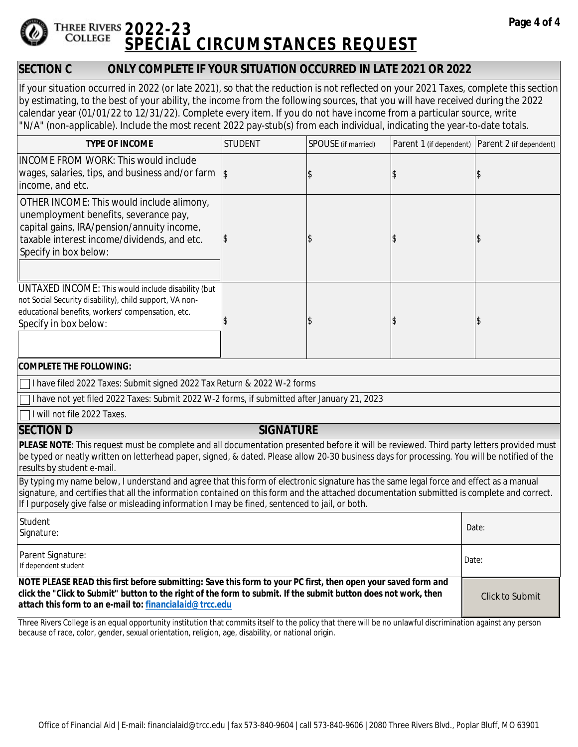# 2022-23 SPECIAL CIRCUMSTANCES REQUEST

Three Rivers College

## SECTION C ONLY COMPLETE IF YOUR SITUATION OCCURRED IN LATE 2021 OR 2022

If your situation occurred in 2022 (or late 2021), so that the reduction is not reflected on your 2021 Taxes, complete this section by estimating, to the best of your ability, the income from the following sources, that you will have received during the 2022 calendar year (01/01/22 to 12/31/22). Complete every item. If you do not have income from a particular source, write "N/A" (non-applicable). Include the most recent 2022 pay-stub(s) from each individual, indicating the year-to-date totals.

| TYPE OF INCOME | STUDENT | SPOUSE (if married) | Parent 1 (if dependent) | Parent 2 (if dependent) |
|---|---|---|---|---|
| INCOME FROM WORK: This would include wages, salaries, tips, and business and/or farm income, and etc. | $ | $ | $ | $ |
| OTHER INCOME: This would include alimony, unemployment benefits, severance pay, capital gains, IRA/pension/annuity income, taxable interest income/dividends, and etc. Specify in box below: | $ | $ | $ | $ |
| UNTAXED INCOME: This would include disability (but not Social Security disability), child support, VA non-educational benefits, workers' compensation, etc. Specify in box below: | $ | $ | $ | $ |

**COMPLETE THE FOLLOWING:**

- ☐ I have filed 2022 Taxes: Submit signed 2022 Tax Return & 2022 W-2 forms
- ☐ I have not yet filed 2022 Taxes: Submit 2022 W-2 forms, if submitted after January 21, 2023
- ☐ I will not file 2022 Taxes.

## SECTION D SIGNATURE

**PLEASE NOTE**: This request must be complete and all documentation presented before it will be reviewed. Third party letters provided must be typed or neatly written on letterhead paper, signed, & dated. Please allow 20-30 business days for processing. You will be notified of the results by student e-mail.

By typing my name below, I understand and agree that this form of electronic signature has the same legal force and effect as a manual signature, and certifies that all the information contained on this form and the attached documentation submitted is complete and correct. If I purposely give false or misleading information I may be fined, sentenced to jail, or both.

| | |
|---|---|
| Student Signature: | Date: |
| Parent Signature: If dependent student | Date: |

***NOTE PLEASE READ this first before submitting: Save this form to your PC first, then open your saved form and click the "Click to Submit" button to the right of the form to submit. If the submit button does not work, then attach this form to an e-mail to: financialaid@trcc.edu***

Click to Submit

Three Rivers College is an equal opportunity institution that commits itself to the policy that there will be no unlawful discrimination against any person because of race, color, gender, sexual orientation, religion, age, disability, or national origin.

Office of Financial Aid | E-mail: financialaid@trcc.edu | fax 573-840-9604 | call 573-840-9606 | 2080 Three Rivers Blvd., Poplar Bluff, MO 63901